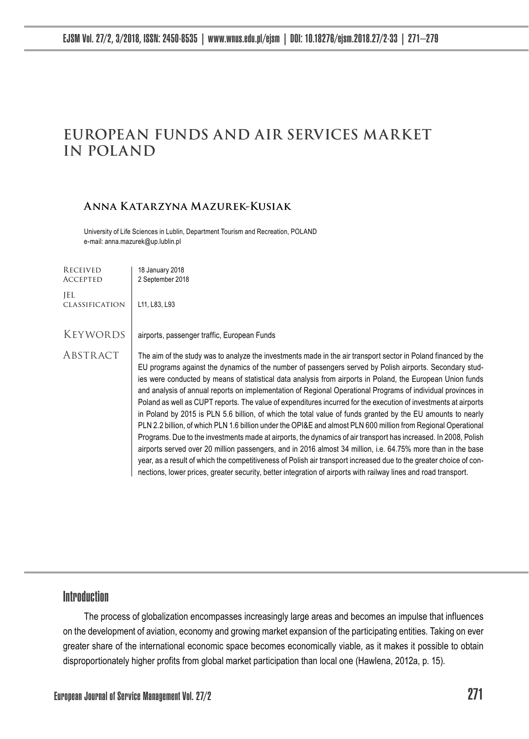# EUROPEAN FUNDS AND AIR SERVICES MARKET IN POLAND

## Anna Katarzyna Mazurek-Kusiak

University of Life Sciences in Lublin, Department Tourism and Recreation, POLAND
e-mail: anna.mazurek@up.lublin.pl

| | |
|---|---|
| Received | 18 January 2018 |
| Accepted | 2 September 2018 |
| JEL classification | L11, L83, L93 |
| Keywords | airports, passenger traffic, European Funds |

**Abstract**

The aim of the study was to analyze the investments made in the air transport sector in Poland financed by the EU programs against the dynamics of the number of passengers served by Polish airports. Secondary studies were conducted by means of statistical data analysis from airports in Poland, the European Union funds and analysis of annual reports on implementation of Regional Operational Programs of individual provinces in Poland as well as CUPT reports. The value of expenditures incurred for the execution of investments at airports in Poland by 2015 is PLN 5.6 billion, of which the total value of funds granted by the EU amounts to nearly PLN 2.2 billion, of which PLN 1.6 billion under the OPI&E and almost PLN 600 million from Regional Operational Programs. Due to the investments made at airports, the dynamics of air transport has increased. In 2008, Polish airports served over 20 million passengers, and in 2016 almost 34 million, i.e. 64.75% more than in the base year, as a result of which the competitiveness of Polish air transport increased due to the greater choice of connections, lower prices, greater security, better integration of airports with railway lines and road transport.

## Introduction

The process of globalization encompasses increasingly large areas and becomes an impulse that influences on the development of aviation, economy and growing market expansion of the participating entities. Taking on ever greater share of the international economic space becomes economically viable, as it makes it possible to obtain disproportionately higher profits from global market participation than local one (Hawlena, 2012a, p. 15).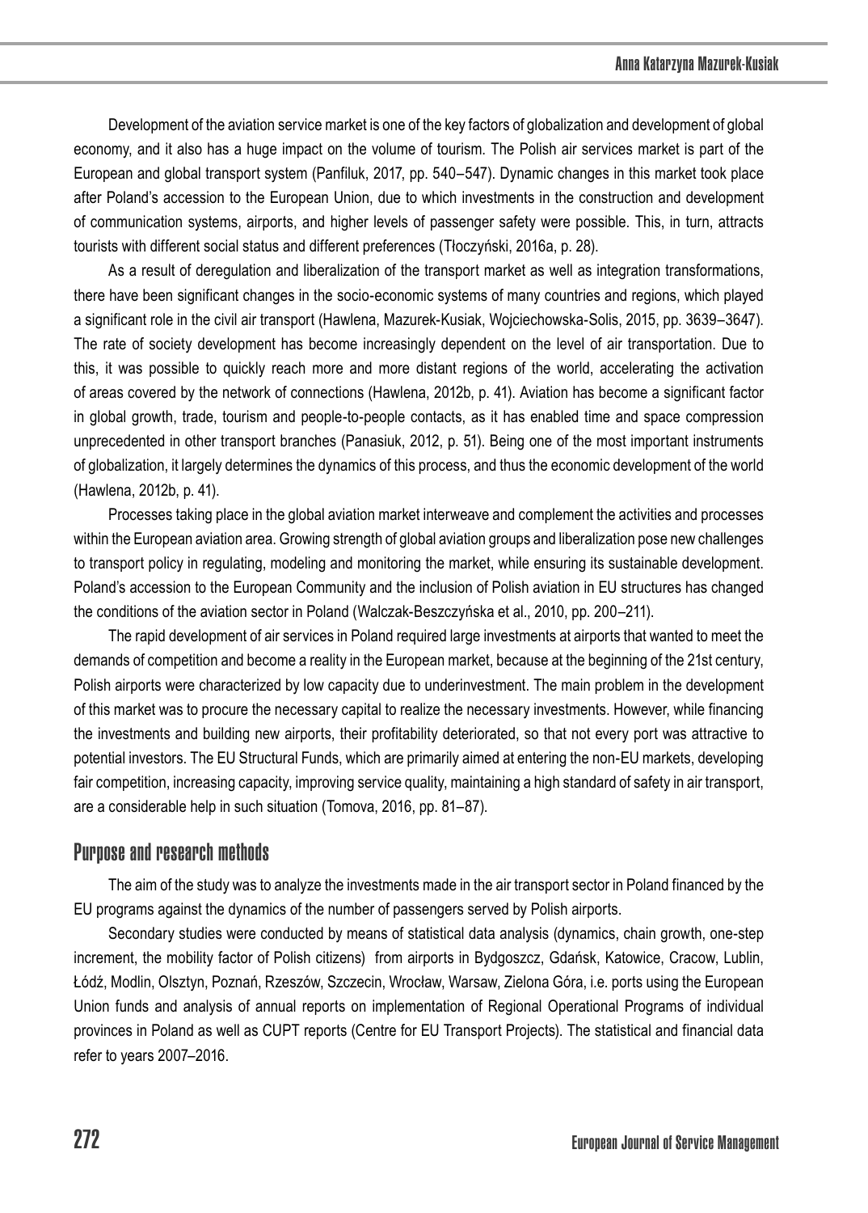Development of the aviation service market is one of the key factors of globalization and development of global economy, and it also has a huge impact on the volume of tourism. The Polish air services market is part of the European and global transport system (Panfiluk, 2017, pp. 540–547). Dynamic changes in this market took place after Poland's accession to the European Union, due to which investments in the construction and development of communication systems, airports, and higher levels of passenger safety were possible. This, in turn, attracts tourists with different social status and different preferences (Tłoczyński, 2016a, p. 28).

As a result of deregulation and liberalization of the transport market as well as integration transformations, there have been significant changes in the socio-economic systems of many countries and regions, which played a significant role in the civil air transport (Hawlena, Mazurek-Kusiak, Wojciechowska-Solis, 2015, pp. 3639–3647). The rate of society development has become increasingly dependent on the level of air transportation. Due to this, it was possible to quickly reach more and more distant regions of the world, accelerating the activation of areas covered by the network of connections (Hawlena, 2012b, p. 41). Aviation has become a significant factor in global growth, trade, tourism and people-to-people contacts, as it has enabled time and space compression unprecedented in other transport branches (Panasiuk, 2012, p. 51). Being one of the most important instruments of globalization, it largely determines the dynamics of this process, and thus the economic development of the world (Hawlena, 2012b, p. 41).

Processes taking place in the global aviation market interweave and complement the activities and processes within the European aviation area. Growing strength of global aviation groups and liberalization pose new challenges to transport policy in regulating, modeling and monitoring the market, while ensuring its sustainable development. Poland's accession to the European Community and the inclusion of Polish aviation in EU structures has changed the conditions of the aviation sector in Poland (Walczak-Beszczyńska et al., 2010, pp. 200–211).

The rapid development of air services in Poland required large investments at airports that wanted to meet the demands of competition and become a reality in the European market, because at the beginning of the 21st century, Polish airports were characterized by low capacity due to underinvestment. The main problem in the development of this market was to procure the necessary capital to realize the necessary investments. However, while financing the investments and building new airports, their profitability deteriorated, so that not every port was attractive to potential investors. The EU Structural Funds, which are primarily aimed at entering the non-EU markets, developing fair competition, increasing capacity, improving service quality, maintaining a high standard of safety in air transport, are a considerable help in such situation (Tomova, 2016, pp. 81–87).

## Purpose and research methods

The aim of the study was to analyze the investments made in the air transport sector in Poland financed by the EU programs against the dynamics of the number of passengers served by Polish airports.

Secondary studies were conducted by means of statistical data analysis (dynamics, chain growth, one-step increment, the mobility factor of Polish citizens) from airports in Bydgoszcz, Gdańsk, Katowice, Cracow, Lublin, Łódź, Modlin, Olsztyn, Poznań, Rzeszów, Szczecin, Wrocław, Warsaw, Zielona Góra, i.e. ports using the European Union funds and analysis of annual reports on implementation of Regional Operational Programs of individual provinces in Poland as well as CUPT reports (Centre for EU Transport Projects). The statistical and financial data refer to years 2007–2016.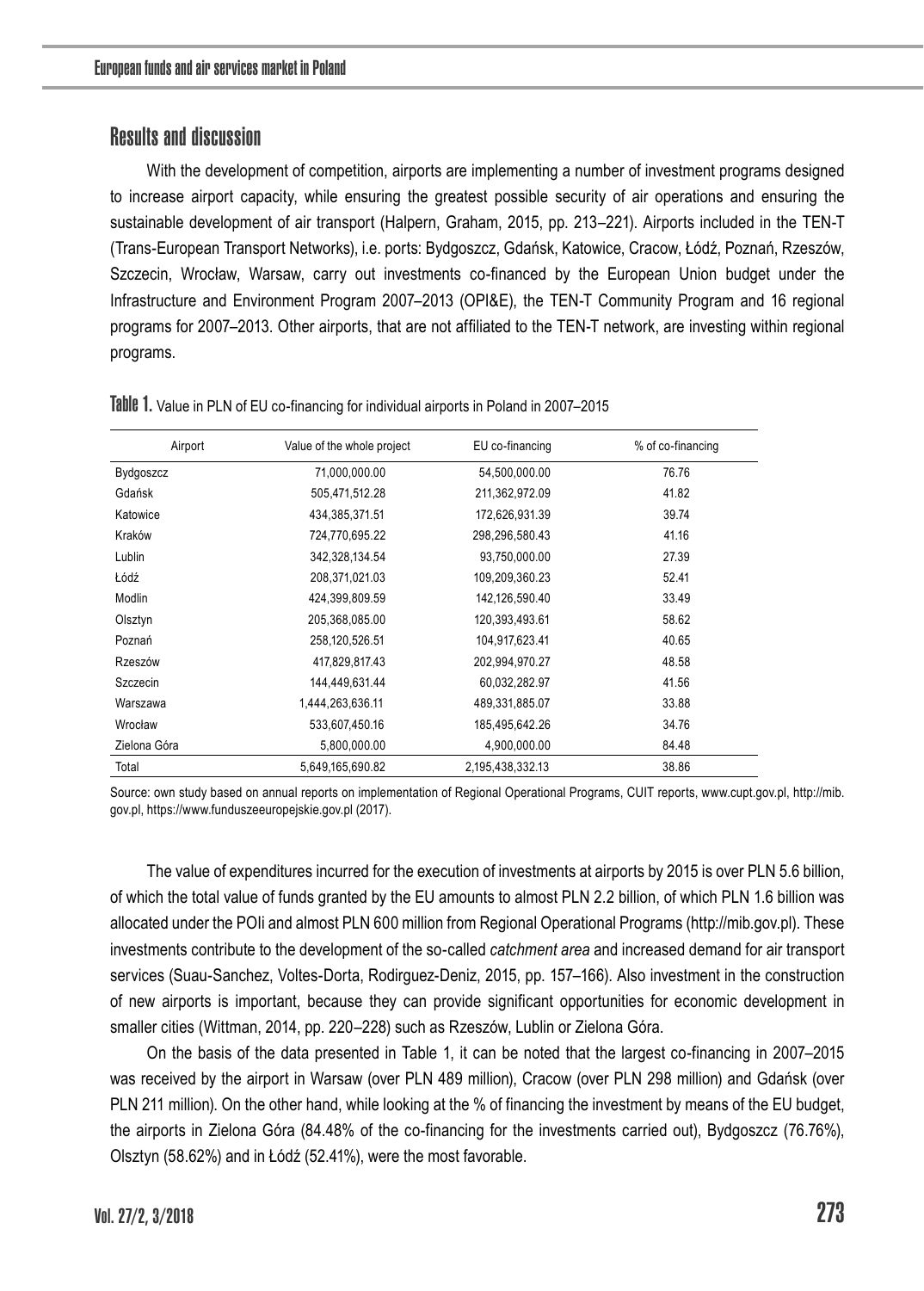## Results and discussion

With the development of competition, airports are implementing a number of investment programs designed to increase airport capacity, while ensuring the greatest possible security of air operations and ensuring the sustainable development of air transport (Halpern, Graham, 2015, pp. 213–221). Airports included in the TEN-T (Trans-European Transport Networks), i.e. ports: Bydgoszcz, Gdańsk, Katowice, Cracow, Łódź, Poznań, Rzeszów, Szczecin, Wrocław, Warsaw, carry out investments co-financed by the European Union budget under the Infrastructure and Environment Program 2007–2013 (OPI&E), the TEN-T Community Program and 16 regional programs for 2007–2013. Other airports, that are not affiliated to the TEN-T network, are investing within regional programs.

**Table 1.** Value in PLN of EU co-financing for individual airports in Poland in 2007–2015

| Airport | Value of the whole project | EU co-financing | % of co-financing |
|---|---|---|---|
| Bydgoszcz | 71,000,000.00 | 54,500,000.00 | 76.76 |
| Gdańsk | 505,471,512.28 | 211,362,972.09 | 41.82 |
| Katowice | 434,385,371.51 | 172,626,931.39 | 39.74 |
| Kraków | 724,770,695.22 | 298,296,580.43 | 41.16 |
| Lublin | 342,328,134.54 | 93,750,000.00 | 27.39 |
| Łódź | 208,371,021.03 | 109,209,360.23 | 52.41 |
| Modlin | 424,399,809.59 | 142,126,590.40 | 33.49 |
| Olsztyn | 205,368,085.00 | 120,393,493.61 | 58.62 |
| Poznań | 258,120,526.51 | 104,917,623.41 | 40.65 |
| Rzeszów | 417,829,817.43 | 202,994,970.27 | 48.58 |
| Szczecin | 144,449,631.44 | 60,032,282.97 | 41.56 |
| Warszawa | 1,444,263,636.11 | 489,331,885.07 | 33.88 |
| Wrocław | 533,607,450.16 | 185,495,642.26 | 34.76 |
| Zielona Góra | 5,800,000.00 | 4,900,000.00 | 84.48 |
| Total | 5,649,165,690.82 | 2,195,438,332.13 | 38.86 |

Source: own study based on annual reports on implementation of Regional Operational Programs, CUIT reports, www.cupt.gov.pl, http://mib.gov.pl, https://www.funduszeeuropejskie.gov.pl (2017).

The value of expenditures incurred for the execution of investments at airports by 2015 is over PLN 5.6 billion, of which the total value of funds granted by the EU amounts to almost PLN 2.2 billion, of which PLN 1.6 billion was allocated under the POIi and almost PLN 600 million from Regional Operational Programs (http://mib.gov.pl). These investments contribute to the development of the so-called *catchment area* and increased demand for air transport services (Suau-Sanchez, Voltes-Dorta, Rodirguez-Deniz, 2015, pp. 157–166). Also investment in the construction of new airports is important, because they can provide significant opportunities for economic development in smaller cities (Wittman, 2014, pp. 220–228) such as Rzeszów, Lublin or Zielona Góra.

On the basis of the data presented in Table 1, it can be noted that the largest co-financing in 2007–2015 was received by the airport in Warsaw (over PLN 489 million), Cracow (over PLN 298 million) and Gdańsk (over PLN 211 million). On the other hand, while looking at the % of financing the investment by means of the EU budget, the airports in Zielona Góra (84.48% of the co-financing for the investments carried out), Bydgoszcz (76.76%), Olsztyn (58.62%) and in Łódź (52.41%), were the most favorable.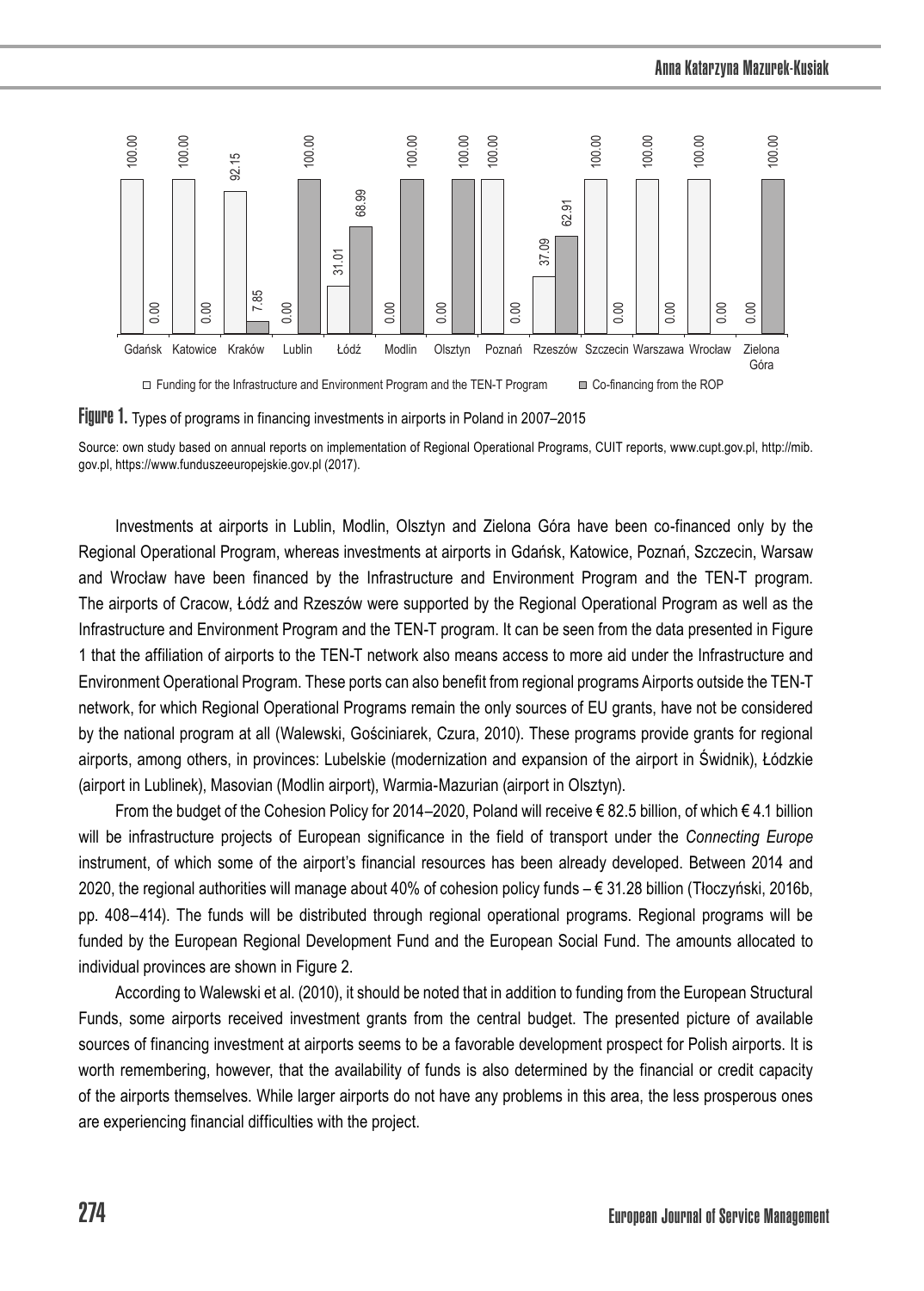| | Gdańsk | Katowice | Kraków | Lublin | Łódź | Modlin | Olsztyn | Poznań | Rzeszów | Szczecin | Warszawa | Wrocław | Zielona Góra |
|---|---|---|---|---|---|---|---|---|---|---|---|---|---|
| Funding for the Infrastructure and Environment Program and the TEN-T Program | 100.00 | 100.00 | 92.15 | 0.00 | 31.01 | 0.00 | 0.00 | 100.00 | 37.09 | 100.00 | 100.00 | 100.00 | 0.00 |
| Co-financing from the ROP | 0.00 | 0.00 | 7.85 | 100.00 | 68.99 | 100.00 | 100.00 | 0.00 | 62.91 | 0.00 | 0.00 | 0.00 | 100.00 |

**Figure 1.** Types of programs in financing investments in airports in Poland in 2007–2015

Source: own study based on annual reports on implementation of Regional Operational Programs, CUIT reports, www.cupt.gov.pl, http://mib.gov.pl, https://www.funduszeeuropejskie.gov.pl (2017).

Investments at airports in Lublin, Modlin, Olsztyn and Zielona Góra have been co-financed only by the Regional Operational Program, whereas investments at airports in Gdańsk, Katowice, Poznań, Szczecin, Warsaw and Wrocław have been financed by the Infrastructure and Environment Program and the TEN-T program. The airports of Cracow, Łódź and Rzeszów were supported by the Regional Operational Program as well as the Infrastructure and Environment Program and the TEN-T program. It can be seen from the data presented in Figure 1 that the affiliation of airports to the TEN-T network also means access to more aid under the Infrastructure and Environment Operational Program. These ports can also benefit from regional programs Airports outside the TEN-T network, for which Regional Operational Programs remain the only sources of EU grants, have not be considered by the national program at all (Walewski, Gościniarek, Czura, 2010). These programs provide grants for regional airports, among others, in provinces: Lubelskie (modernization and expansion of the airport in Świdnik), Łódzkie (airport in Lublinek), Masovian (Modlin airport), Warmia-Mazurian (airport in Olsztyn).

From the budget of the Cohesion Policy for 2014–2020, Poland will receive € 82.5 billion, of which € 4.1 billion will be infrastructure projects of European significance in the field of transport under the *Connecting Europe* instrument, of which some of the airport's financial resources has been already developed. Between 2014 and 2020, the regional authorities will manage about 40% of cohesion policy funds – € 31.28 billion (Tłoczyński, 2016b, pp. 408–414). The funds will be distributed through regional operational programs. Regional programs will be funded by the European Regional Development Fund and the European Social Fund. The amounts allocated to individual provinces are shown in Figure 2.

According to Walewski et al. (2010), it should be noted that in addition to funding from the European Structural Funds, some airports received investment grants from the central budget. The presented picture of available sources of financing investment at airports seems to be a favorable development prospect for Polish airports. It is worth remembering, however, that the availability of funds is also determined by the financial or credit capacity of the airports themselves. While larger airports do not have any problems in this area, the less prosperous ones are experiencing financial difficulties with the project.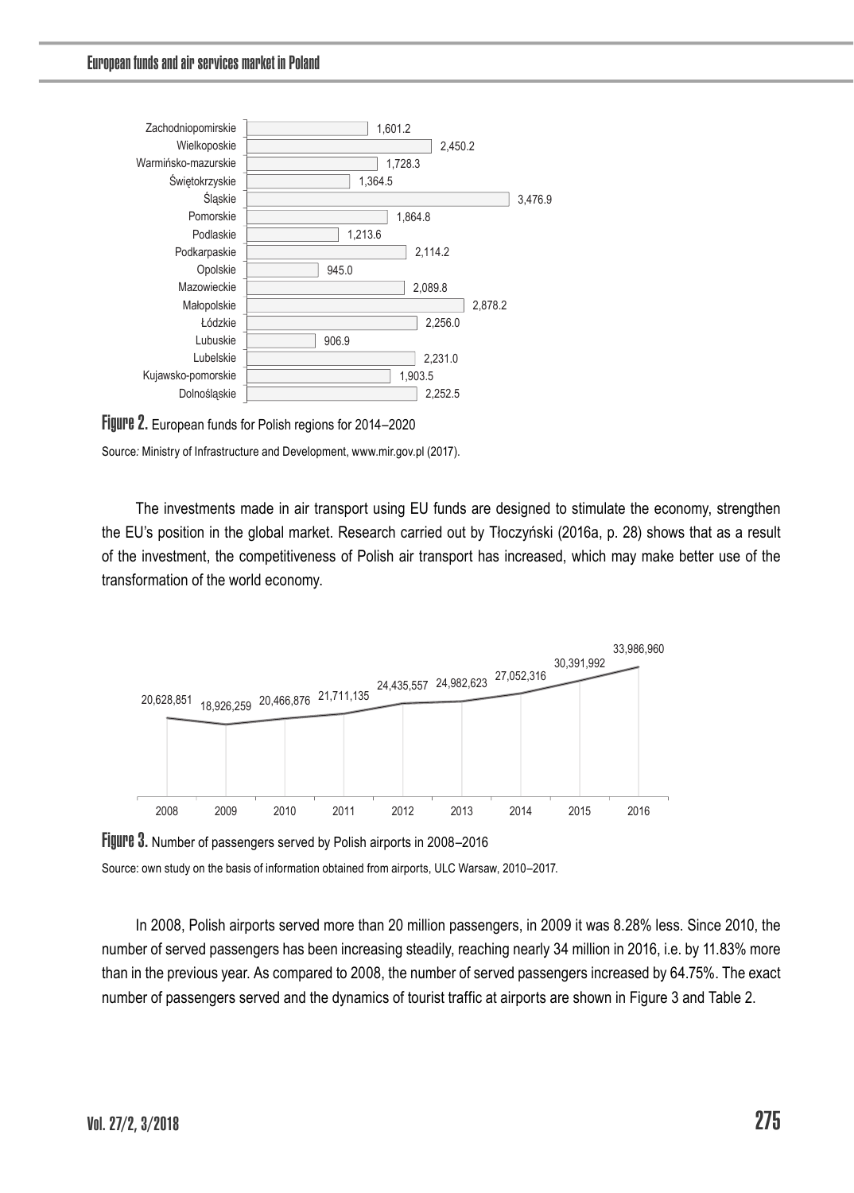| Region | Value |
|---|---|
| Zachodniopomirskie | 1,601.2 |
| Wielkoposkie | 2,450.2 |
| Warmińsko-mazurskie | 1,728.3 |
| Świętokrzyskie | 1,364.5 |
| Śląskie | 3,476.9 |
| Pomorskie | 1,864.8 |
| Podlaskie | 1,213.6 |
| Podkarpaskie | 2,114.2 |
| Opolskie | 945.0 |
| Mazowieckie | 2,089.8 |
| Małopolskie | 2,878.2 |
| Łódzkie | 2,256.0 |
| Lubuskie | 906.9 |
| Lubelskie | 2,231.0 |
| Kujawsko-pomorskie | 1,903.5 |
| Dolnośląskie | 2,252.5 |

**Figure 2.** European funds for Polish regions for 2014–2020

Source: Ministry of Infrastructure and Development, www.mir.gov.pl (2017).

The investments made in air transport using EU funds are designed to stimulate the economy, strengthen the EU's position in the global market. Research carried out by Tłoczyński (2016a, p. 28) shows that as a result of the investment, the competitiveness of Polish air transport has increased, which may make better use of the transformation of the world economy.

| Year | 2008 | 2009 | 2010 | 2011 | 2012 | 2013 | 2014 | 2015 | 2016 |
|---|---|---|---|---|---|---|---|---|---|
| Passengers | 20,628,851 | 18,926,259 | 20,466,876 | 21,711,135 | 24,435,557 | 24,982,623 | 27,052,316 | 30,391,992 | 33,986,960 |

**Figure 3.** Number of passengers served by Polish airports in 2008–2016

Source: own study on the basis of information obtained from airports, ULC Warsaw, 2010–2017.

In 2008, Polish airports served more than 20 million passengers, in 2009 it was 8.28% less. Since 2010, the number of served passengers has been increasing steadily, reaching nearly 34 million in 2016, i.e. by 11.83% more than in the previous year. As compared to 2008, the number of served passengers increased by 64.75%. The exact number of passengers served and the dynamics of tourist traffic at airports are shown in Figure 3 and Table 2.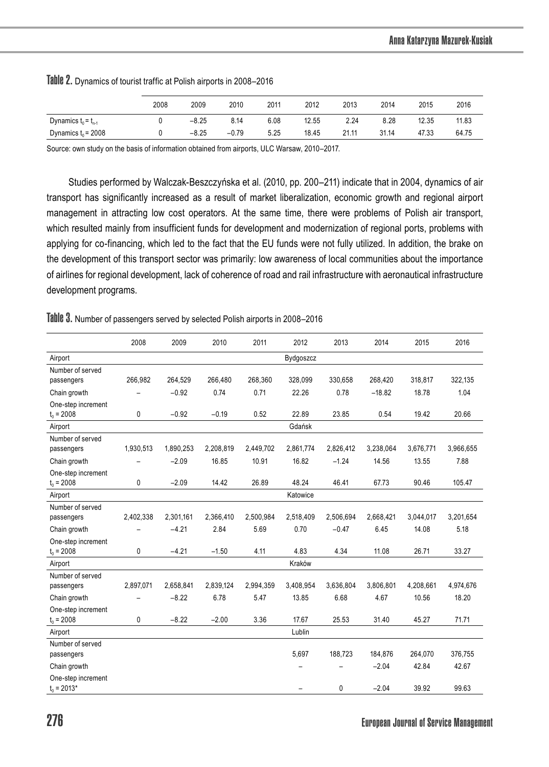**Table 2.** Dynamics of tourist traffic at Polish airports in 2008–2016

| | 2008 | 2009 | 2010 | 2011 | 2012 | 2013 | 2014 | 2015 | 2016 |
|---|---|---|---|---|---|---|---|---|---|
| Dynamics $t_0 = t_{n-1}$ | 0 | −8.25 | 8.14 | 6.08 | 12.55 | 2.24 | 8.28 | 12.35 | 11.83 |
| Dynamics $t_0 = 2008$ | 0 | −8.25 | −0.79 | 5.25 | 18.45 | 21.11 | 31.14 | 47.33 | 64.75 |

Source: own study on the basis of information obtained from airports, ULC Warsaw, 2010–2017.

Studies performed by Walczak-Beszczyńska et al. (2010, pp. 200–211) indicate that in 2004, dynamics of air transport has significantly increased as a result of market liberalization, economic growth and regional airport management in attracting low cost operators. At the same time, there were problems of Polish air transport, which resulted mainly from insufficient funds for development and modernization of regional ports, problems with applying for co-financing, which led to the fact that the EU funds were not fully utilized. In addition, the brake on the development of this transport sector was primarily: low awareness of local communities about the importance of airlines for regional development, lack of coherence of road and rail infrastructure with aeronautical infrastructure development programs.

**Table 3.** Number of passengers served by selected Polish airports in 2008–2016

| | 2008 | 2009 | 2010 | 2011 | 2012 | 2013 | 2014 | 2015 | 2016 |
|---|---|---|---|---|---|---|---|---|---|
| Airport | | | | | Bydgoszcz | | | | |
| Number of served passengers | 266,982 | 264,529 | 266,480 | 268,360 | 328,099 | 330,658 | 268,420 | 318,817 | 322,135 |
| Chain growth | – | −0.92 | 0.74 | 0.71 | 22.26 | 0.78 | −18.82 | 18.78 | 1.04 |
| One-step increment $t_0 = 2008$ | 0 | −0.92 | −0.19 | 0.52 | 22.89 | 23.85 | 0.54 | 19.42 | 20.66 |
| Airport | | | | | Gdańsk | | | | |
| Number of served passengers | 1,930,513 | 1,890,253 | 2,208,819 | 2,449,702 | 2,861,774 | 2,826,412 | 3,238,064 | 3,676,771 | 3,966,655 |
| Chain growth | – | −2.09 | 16.85 | 10.91 | 16.82 | −1.24 | 14.56 | 13.55 | 7.88 |
| One-step increment $t_0 = 2008$ | 0 | −2.09 | 14.42 | 26.89 | 48.24 | 46.41 | 67.73 | 90.46 | 105.47 |
| Airport | | | | | Katowice | | | | |
| Number of served passengers | 2,402,338 | 2,301,161 | 2,366,410 | 2,500,984 | 2,518,409 | 2,506,694 | 2,668,421 | 3,044,017 | 3,201,654 |
| Chain growth | – | −4.21 | 2.84 | 5.69 | 0.70 | −0.47 | 6.45 | 14.08 | 5.18 |
| One-step increment $t_0 = 2008$ | 0 | −4.21 | −1.50 | 4.11 | 4.83 | 4.34 | 11.08 | 26.71 | 33.27 |
| Airport | | | | | Kraków | | | | |
| Number of served passengers | 2,897,071 | 2,658,841 | 2,839,124 | 2,994,359 | 3,408,954 | 3,636,804 | 3,806,801 | 4,208,661 | 4,974,676 |
| Chain growth | – | −8.22 | 6.78 | 5.47 | 13.85 | 6.68 | 4.67 | 10.56 | 18.20 |
| One-step increment $t_0 = 2008$ | 0 | −8.22 | −2.00 | 3.36 | 17.67 | 25.53 | 31.40 | 45.27 | 71.71 |
| Airport | | | | | Lublin | | | | |
| Number of served passengers | | | | | 5,697 | 188,723 | 184,876 | 264,070 | 376,755 |
| Chain growth | | | | | – | – | −2.04 | 42.84 | 42.67 |
| One-step increment $t_0 = 2013$* | | | | | – | 0 | −2.04 | 39.92 | 99.63 |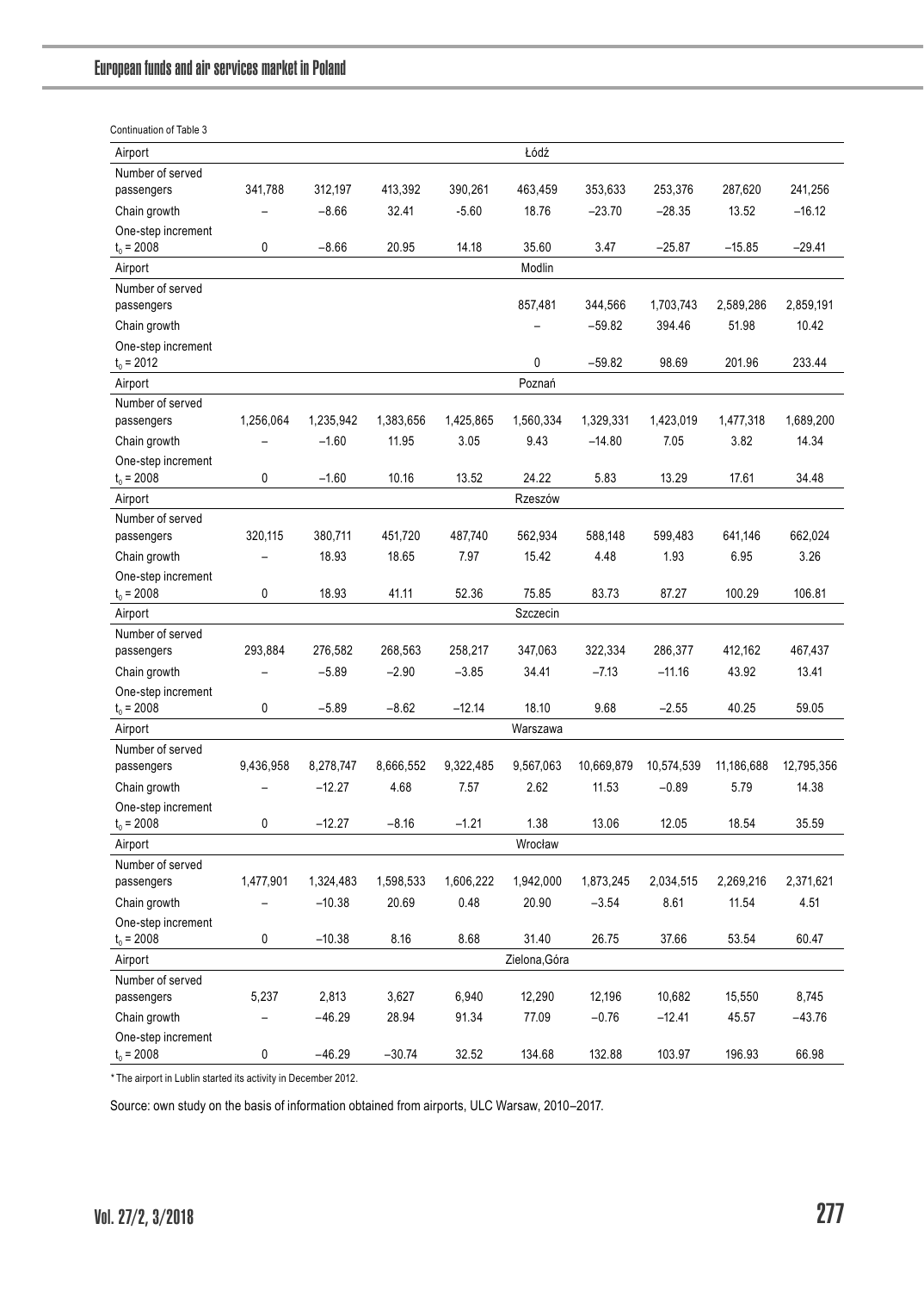Continuation of Table 3

| Airport | | | | | Łódź | | | | |
|---|---|---|---|---|---|---|---|---|---|
| Number of served passengers | 341,788 | 312,197 | 413,392 | 390,261 | 463,459 | 353,633 | 253,376 | 287,620 | 241,256 |
| Chain growth | – | −8.66 | 32.41 | -5.60 | 18.76 | −23.70 | −28.35 | 13.52 | −16.12 |
| One-step increment $t_0 = 2008$ | 0 | −8.66 | 20.95 | 14.18 | 35.60 | 3.47 | −25.87 | −15.85 | −29.41 |
| Airport | | | | | Modlin | | | | |
| Number of served passengers | | | | | 857,481 | 344,566 | 1,703,743 | 2,589,286 | 2,859,191 |
| Chain growth | | | | | – | −59.82 | 394.46 | 51.98 | 10.42 |
| One-step increment $t_0 = 2012$ | | | | | 0 | −59.82 | 98.69 | 201.96 | 233.44 |
| Airport | | | | | Poznań | | | | |
| Number of served passengers | 1,256,064 | 1,235,942 | 1,383,656 | 1,425,865 | 1,560,334 | 1,329,331 | 1,423,019 | 1,477,318 | 1,689,200 |
| Chain growth | – | −1.60 | 11.95 | 3.05 | 9.43 | −14.80 | 7.05 | 3.82 | 14.34 |
| One-step increment $t_0 = 2008$ | 0 | −1.60 | 10.16 | 13.52 | 24.22 | 5.83 | 13.29 | 17.61 | 34.48 |
| Airport | | | | | Rzeszów | | | | |
| Number of served passengers | 320,115 | 380,711 | 451,720 | 487,740 | 562,934 | 588,148 | 599,483 | 641,146 | 662,024 |
| Chain growth | – | 18.93 | 18.65 | 7.97 | 15.42 | 4.48 | 1.93 | 6.95 | 3.26 |
| One-step increment $t_0 = 2008$ | 0 | 18.93 | 41.11 | 52.36 | 75.85 | 83.73 | 87.27 | 100.29 | 106.81 |
| Airport | | | | | Szczecin | | | | |
| Number of served passengers | 293,884 | 276,582 | 268,563 | 258,217 | 347,063 | 322,334 | 286,377 | 412,162 | 467,437 |
| Chain growth | – | −5.89 | −2.90 | −3.85 | 34.41 | −7.13 | −11.16 | 43.92 | 13.41 |
| One-step increment $t_0 = 2008$ | 0 | −5.89 | −8.62 | −12.14 | 18.10 | 9.68 | −2.55 | 40.25 | 59.05 |
| Airport | | | | | Warszawa | | | | |
| Number of served passengers | 9,436,958 | 8,278,747 | 8,666,552 | 9,322,485 | 9,567,063 | 10,669,879 | 10,574,539 | 11,186,688 | 12,795,356 |
| Chain growth | – | −12.27 | 4.68 | 7.57 | 2.62 | 11.53 | −0.89 | 5.79 | 14.38 |
| One-step increment $t_0 = 2008$ | 0 | −12.27 | −8.16 | −1.21 | 1.38 | 13.06 | 12.05 | 18.54 | 35.59 |
| Airport | | | | | Wrocław | | | | |
| Number of served passengers | 1,477,901 | 1,324,483 | 1,598,533 | 1,606,222 | 1,942,000 | 1,873,245 | 2,034,515 | 2,269,216 | 2,371,621 |
| Chain growth | – | −10.38 | 20.69 | 0.48 | 20.90 | −3.54 | 8.61 | 11.54 | 4.51 |
| One-step increment $t_0 = 2008$ | 0 | −10.38 | 8.16 | 8.68 | 31.40 | 26.75 | 37.66 | 53.54 | 60.47 |
| Airport | | | | | Zielona,Góra | | | | |
| Number of served passengers | 5,237 | 2,813 | 3,627 | 6,940 | 12,290 | 12,196 | 10,682 | 15,550 | 8,745 |
| Chain growth | – | −46.29 | 28.94 | 91.34 | 77.09 | −0.76 | −12.41 | 45.57 | −43.76 |
| One-step increment $t_0 = 2008$ | 0 | −46.29 | −30.74 | 32.52 | 134.68 | 132.88 | 103.97 | 196.93 | 66.98 |

\* The airport in Lublin started its activity in December 2012.

Source: own study on the basis of information obtained from airports, ULC Warsaw, 2010–2017.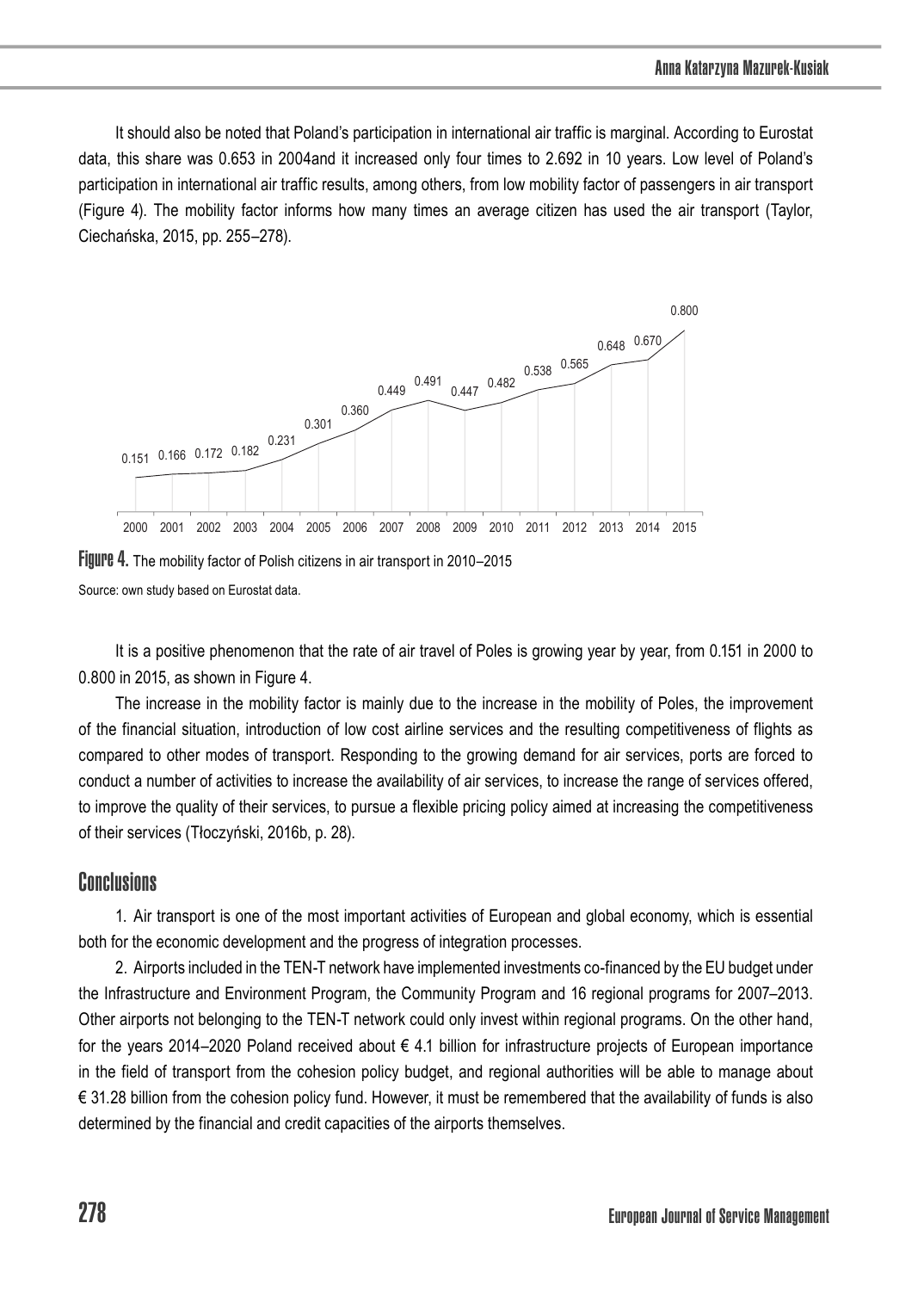It should also be noted that Poland's participation in international air traffic is marginal. According to Eurostat data, this share was 0.653 in 2004and it increased only four times to 2.692 in 10 years. Low level of Poland's participation in international air traffic results, among others, from low mobility factor of passengers in air transport (Figure 4). The mobility factor informs how many times an average citizen has used the air transport (Taylor, Ciechańska, 2015, pp. 255–278).

| 2000 | 2001 | 2002 | 2003 | 2004 | 2005 | 2006 | 2007 | 2008 | 2009 | 2010 | 2011 | 2012 | 2013 | 2014 | 2015 |
|---|---|---|---|---|---|---|---|---|---|---|---|---|---|---|---|
| 0.151 | 0.166 | 0.172 | 0.182 | 0.231 | 0.301 | 0.360 | 0.449 | 0.491 | 0.447 | 0.482 | 0.538 | 0.565 | 0.648 | 0.670 | 0.800 |

**Figure 4.** The mobility factor of Polish citizens in air transport in 2010–2015

Source: own study based on Eurostat data.

It is a positive phenomenon that the rate of air travel of Poles is growing year by year, from 0.151 in 2000 to 0.800 in 2015, as shown in Figure 4.

The increase in the mobility factor is mainly due to the increase in the mobility of Poles, the improvement of the financial situation, introduction of low cost airline services and the resulting competitiveness of flights as compared to other modes of transport. Responding to the growing demand for air services, ports are forced to conduct a number of activities to increase the availability of air services, to increase the range of services offered, to improve the quality of their services, to pursue a flexible pricing policy aimed at increasing the competitiveness of their services (Tłoczyński, 2016b, p. 28).

## Conclusions

1. Air transport is one of the most important activities of European and global economy, which is essential both for the economic development and the progress of integration processes.

2. Airports included in the TEN-T network have implemented investments co-financed by the EU budget under the Infrastructure and Environment Program, the Community Program and 16 regional programs for 2007–2013. Other airports not belonging to the TEN-T network could only invest within regional programs. On the other hand, for the years 2014–2020 Poland received about € 4.1 billion for infrastructure projects of European importance in the field of transport from the cohesion policy budget, and regional authorities will be able to manage about € 31.28 billion from the cohesion policy fund. However, it must be remembered that the availability of funds is also determined by the financial and credit capacities of the airports themselves.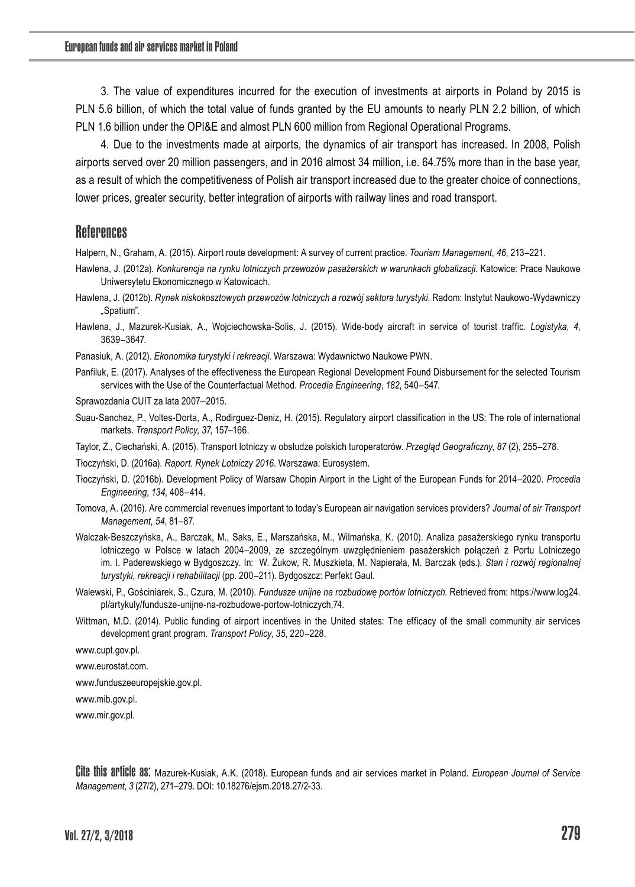3. The value of expenditures incurred for the execution of investments at airports in Poland by 2015 is PLN 5.6 billion, of which the total value of funds granted by the EU amounts to nearly PLN 2.2 billion, of which PLN 1.6 billion under the OPI&E and almost PLN 600 million from Regional Operational Programs.

4. Due to the investments made at airports, the dynamics of air transport has increased. In 2008, Polish airports served over 20 million passengers, and in 2016 almost 34 million, i.e. 64.75% more than in the base year, as a result of which the competitiveness of Polish air transport increased due to the greater choice of connections, lower prices, greater security, better integration of airports with railway lines and road transport.

## References

Halpern, N., Graham, A. (2015). Airport route development: A survey of current practice. *Tourism Management*, *46*, 213–221.

Hawlena, J. (2012a). *Konkurencja na rynku lotniczych przewozów pasażerskich w warunkach globalizacji*. Katowice: Prace Naukowe Uniwersytetu Ekonomicznego w Katowicach.

Hawlena, J. (2012b). *Rynek niskokosztowych przewozów lotniczych a rozwój sektora turystyki*. Radom: Instytut Naukowo-Wydawniczy „Spatium".

Hawlena, J., Mazurek-Kusiak, A., Wojciechowska-Solis, J. (2015). Wide-body aircraft in service of tourist traffic. *Logistyka*, *4*, 3639–3647.

Panasiuk, A. (2012). *Ekonomika turystyki i rekreacji*. Warszawa: Wydawnictwo Naukowe PWN.

Panfiluk, E. (2017). Analyses of the effectiveness the European Regional Development Found Disbursement for the selected Tourism services with the Use of the Counterfactual Method. *Procedia Engineering*, *182*, 540–547.

Sprawozdania CUIT za lata 2007–2015.

Suau-Sanchez, P., Voltes-Dorta, A., Rodirguez-Deniz, H. (2015). Regulatory airport classification in the US: The role of international markets. *Transport Policy*, *37*, 157–166.

Taylor, Z., Ciechański, A. (2015). Transport lotniczy w obsłudze polskich turoperatorów. *Przegląd Geograficzny*, *87* (2), 255–278.

Tłoczyński, D. (2016a). *Raport. Rynek Lotniczy 2016*. Warszawa: Eurosystem.

Tłoczyński, D. (2016b). Development Policy of Warsaw Chopin Airport in the Light of the European Funds for 2014–2020. *Procedia Engineering*, *134*, 408–414.

Tomova, A. (2016). Are commercial revenues important to today's European air navigation services providers? *Journal of air Transport Management*, *54*, 81–87.

Walczak-Beszczyńska, A., Barczak, M., Saks, E., Marszańska, M., Wilmańska, K. (2010). Analiza pasażerskiego rynku transportu lotniczego w Polsce w latach 2004–2009, ze szczególnym uwzględnieniem pasażerskich połączeń z Portu Lotniczego im. I. Paderewskiego w Bydgoszczy. In: W. Żukow, R. Muszkieta, M. Napierała, M. Barczak (eds.), *Stan i rozwój regionalnej turystyki, rekreacji i rehabilitacji* (pp. 200–211). Bydgoszcz: Perfekt Gaul.

Walewski, P., Gościniarek, S., Czura, M. (2010). *Fundusze unijne na rozbudowę portów lotniczych*. Retrieved from: https://www.log24.pl/artykuly/fundusze-unijne-na-rozbudowe-portow-lotniczych,74.

Wittman, M.D. (2014). Public funding of airport incentives in the United states: The efficacy of the small community air services development grant program. *Transport Policy*, *35*, 220–228.

www.cupt.gov.pl.

www.eurostat.com.

www.funduszeeuropejskie.gov.pl.

www.mib.gov.pl.

www.mir.gov.pl.

**Cite this article as:** Mazurek-Kusiak, A.K. (2018). European funds and air services market in Poland. *European Journal of Service Management*, *3* (27/2), 271–279. DOI: 10.18276/ejsm.2018.27/2-33.